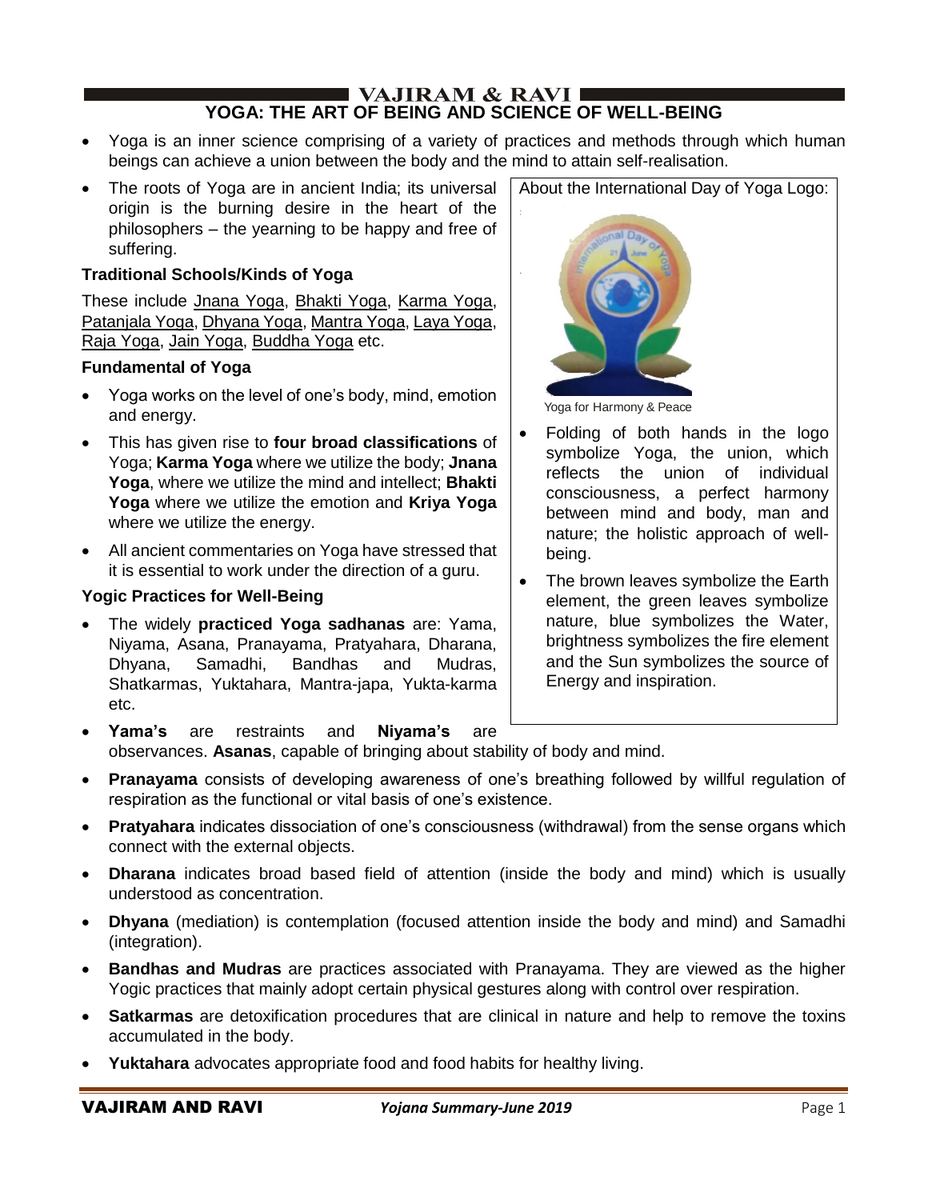# YOGA: THE ART OF BEING AND SCIENCE OF WELL-BEING

- Yoga is an inner science comprising of a variety of practices and methods through which human beings can achieve a union between the body and the mind to attain self-realisation.
- The roots of Yoga are in ancient India; its universal origin is the burning desire in the heart of the philosophers – the yearning to be happy and free of suffering.

### Traditional Schools/Kinds of Yoga

These include Jnana Yoga, Bhakti Yoga, Karma Yoga, Patanjala Yoga, Dhyana Yoga, Mantra Yoga, Laya Yoga, Raja Yoga, Jain Yoga, Buddha Yoga etc.

### Fundamental of Yoga

- Yoga works on the level of one's body, mind, emotion and energy.
- This has given rise to **four broad classifications** of Yoga; **Karma Yoga** where we utilize the body; **Jnana Yoga**, where we utilize the mind and intellect; **Bhakti Yoga** where we utilize the emotion and **Kriya Yoga** where we utilize the energy.
- All ancient commentaries on Yoga have stressed that it is essential to work under the direction of a guru.

About the International Day of Yoga Logo:

Yoga for Harmony & Peace

- Folding of both hands in the logo symbolize Yoga, the union, which reflects the union of individual consciousness, a perfect harmony between mind and body, man and nature; the holistic approach of well-being.
- The brown leaves symbolize the Earth element, the green leaves symbolize nature, blue symbolizes the Water, brightness symbolizes the fire element and the Sun symbolizes the source of Energy and inspiration.

### Yogic Practices for Well-Being

- The widely **practiced Yoga sadhanas** are: Yama, Niyama, Asana, Pranayama, Pratyahara, Dharana, Dhyana, Samadhi, Bandhas and Mudras, Shatkarmas, Yuktahara, Mantra-japa, Yukta-karma etc.
- **Yama's** are restraints and **Niyama's** are observances. **Asanas**, capable of bringing about stability of body and mind.
- **Pranayama** consists of developing awareness of one's breathing followed by willful regulation of respiration as the functional or vital basis of one's existence.
- **Pratyahara** indicates dissociation of one's consciousness (withdrawal) from the sense organs which connect with the external objects.
- **Dharana** indicates broad based field of attention (inside the body and mind) which is usually understood as concentration.
- **Dhyana** (mediation) is contemplation (focused attention inside the body and mind) and Samadhi (integration).
- **Bandhas and Mudras** are practices associated with Pranayama. They are viewed as the higher Yogic practices that mainly adopt certain physical gestures along with control over respiration.
- **Satkarmas** are detoxification procedures that are clinical in nature and help to remove the toxins accumulated in the body.
- **Yuktahara** advocates appropriate food and food habits for healthy living.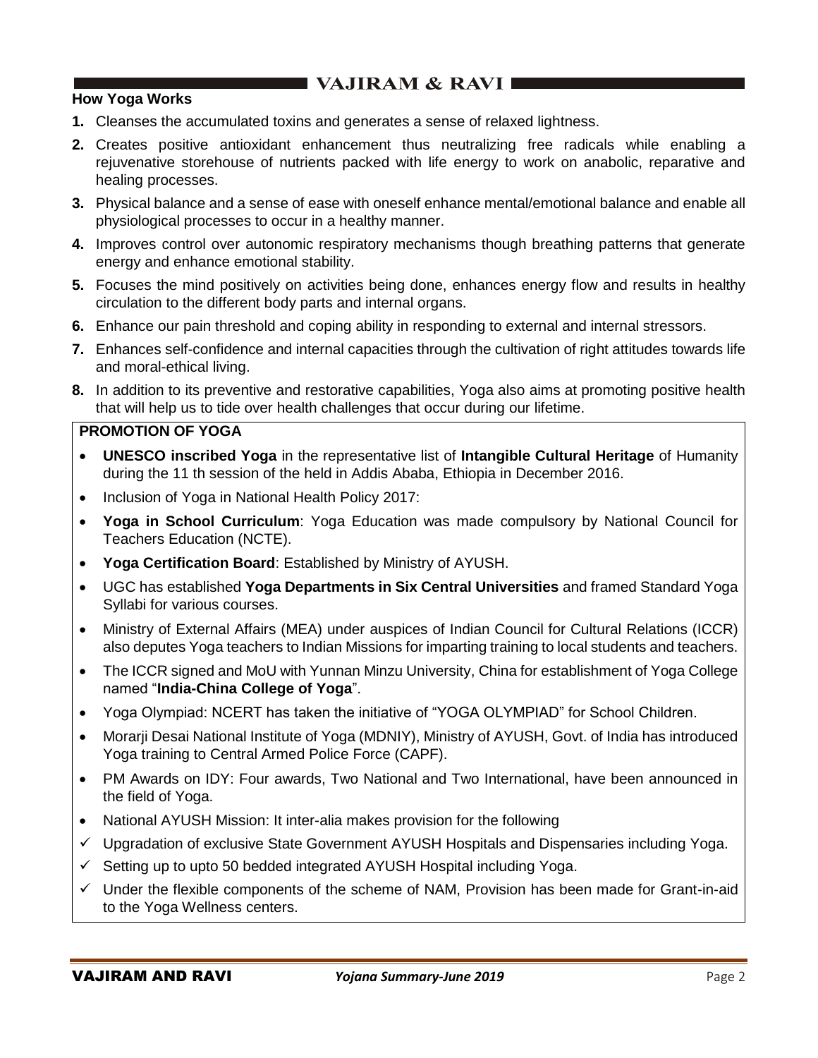### How Yoga Works

1. Cleanses the accumulated toxins and generates a sense of relaxed lightness.
2. Creates positive antioxidant enhancement thus neutralizing free radicals while enabling a rejuvenative storehouse of nutrients packed with life energy to work on anabolic, reparative and healing processes.
3. Physical balance and a sense of ease with oneself enhance mental/emotional balance and enable all physiological processes to occur in a healthy manner.
4. Improves control over autonomic respiratory mechanisms though breathing patterns that generate energy and enhance emotional stability.
5. Focuses the mind positively on activities being done, enhances energy flow and results in healthy circulation to the different body parts and internal organs.
6. Enhance our pain threshold and coping ability in responding to external and internal stressors.
7. Enhances self-confidence and internal capacities through the cultivation of right attitudes towards life and moral-ethical living.
8. In addition to its preventive and restorative capabilities, Yoga also aims at promoting positive health that will help us to tide over health challenges that occur during our lifetime.

**PROMOTION OF YOGA**

- **UNESCO inscribed Yoga** in the representative list of **Intangible Cultural Heritage** of Humanity during the 11 th session of the held in Addis Ababa, Ethiopia in December 2016.
- Inclusion of Yoga in National Health Policy 2017:
- **Yoga in School Curriculum**: Yoga Education was made compulsory by National Council for Teachers Education (NCTE).
- **Yoga Certification Board**: Established by Ministry of AYUSH.
- UGC has established **Yoga Departments in Six Central Universities** and framed Standard Yoga Syllabi for various courses.
- Ministry of External Affairs (MEA) under auspices of Indian Council for Cultural Relations (ICCR) also deputes Yoga teachers to Indian Missions for imparting training to local students and teachers.
- The ICCR signed and MoU with Yunnan Minzu University, China for establishment of Yoga College named "**India-China College of Yoga**".
- Yoga Olympiad: NCERT has taken the initiative of "YOGA OLYMPIAD" for School Children.
- Morarji Desai National Institute of Yoga (MDNIY), Ministry of AYUSH, Govt. of India has introduced Yoga training to Central Armed Police Force (CAPF).
- PM Awards on IDY: Four awards, Two National and Two International, have been announced in the field of Yoga.
- National AYUSH Mission: It inter-alia makes provision for the following
  - ✓ Upgradation of exclusive State Government AYUSH Hospitals and Dispensaries including Yoga.
  - ✓ Setting up to upto 50 bedded integrated AYUSH Hospital including Yoga.
  - ✓ Under the flexible components of the scheme of NAM, Provision has been made for Grant-in-aid to the Yoga Wellness centers.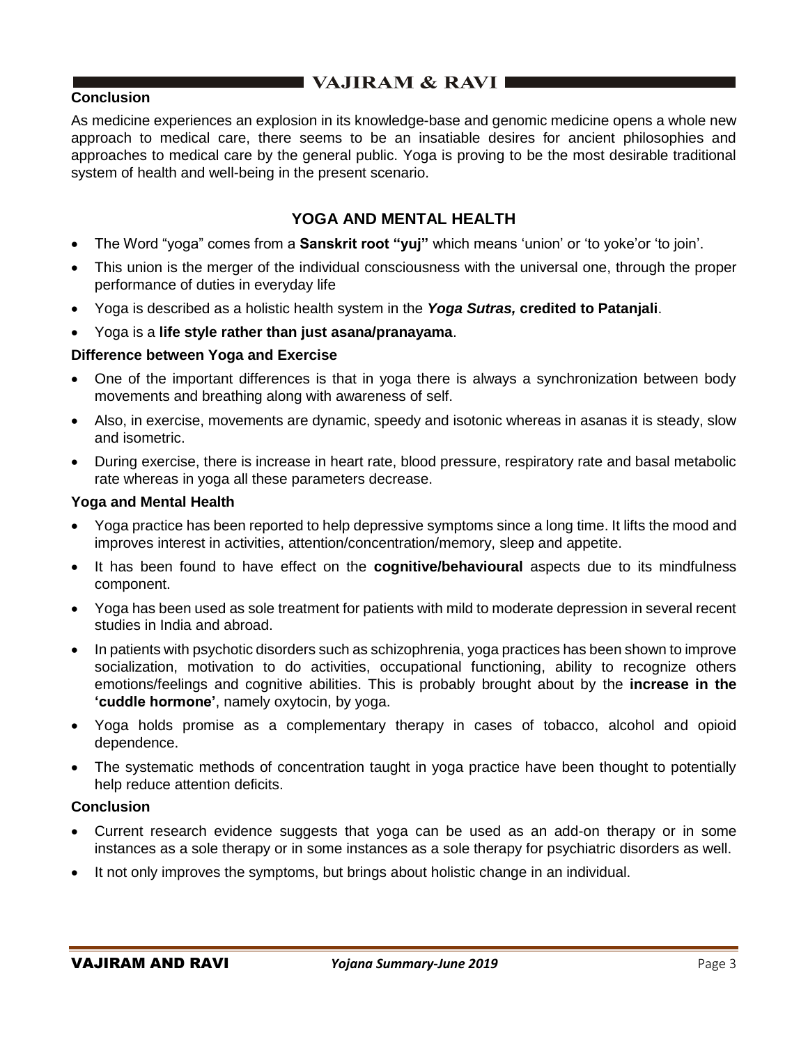### Conclusion

As medicine experiences an explosion in its knowledge-base and genomic medicine opens a whole new approach to medical care, there seems to be an insatiable desires for ancient philosophies and approaches to medical care by the general public. Yoga is proving to be the most desirable traditional system of health and well-being in the present scenario.

## YOGA AND MENTAL HEALTH

- The Word "yoga" comes from a **Sanskrit root "yuj"** which means 'union' or 'to yoke'or 'to join'.
- This union is the merger of the individual consciousness with the universal one, through the proper performance of duties in everyday life
- Yoga is described as a holistic health system in the ***Yoga Sutras,* credited to Patanjali**.
- Yoga is a **life style rather than just asana/pranayama**.

### Difference between Yoga and Exercise

- One of the important differences is that in yoga there is always a synchronization between body movements and breathing along with awareness of self.
- Also, in exercise, movements are dynamic, speedy and isotonic whereas in asanas it is steady, slow and isometric.
- During exercise, there is increase in heart rate, blood pressure, respiratory rate and basal metabolic rate whereas in yoga all these parameters decrease.

### Yoga and Mental Health

- Yoga practice has been reported to help depressive symptoms since a long time. It lifts the mood and improves interest in activities, attention/concentration/memory, sleep and appetite.
- It has been found to have effect on the **cognitive/behavioural** aspects due to its mindfulness component.
- Yoga has been used as sole treatment for patients with mild to moderate depression in several recent studies in India and abroad.
- In patients with psychotic disorders such as schizophrenia, yoga practices has been shown to improve socialization, motivation to do activities, occupational functioning, ability to recognize others emotions/feelings and cognitive abilities. This is probably brought about by the **increase in the 'cuddle hormone'**, namely oxytocin, by yoga.
- Yoga holds promise as a complementary therapy in cases of tobacco, alcohol and opioid dependence.
- The systematic methods of concentration taught in yoga practice have been thought to potentially help reduce attention deficits.

### Conclusion

- Current research evidence suggests that yoga can be used as an add-on therapy or in some instances as a sole therapy or in some instances as a sole therapy for psychiatric disorders as well.
- It not only improves the symptoms, but brings about holistic change in an individual.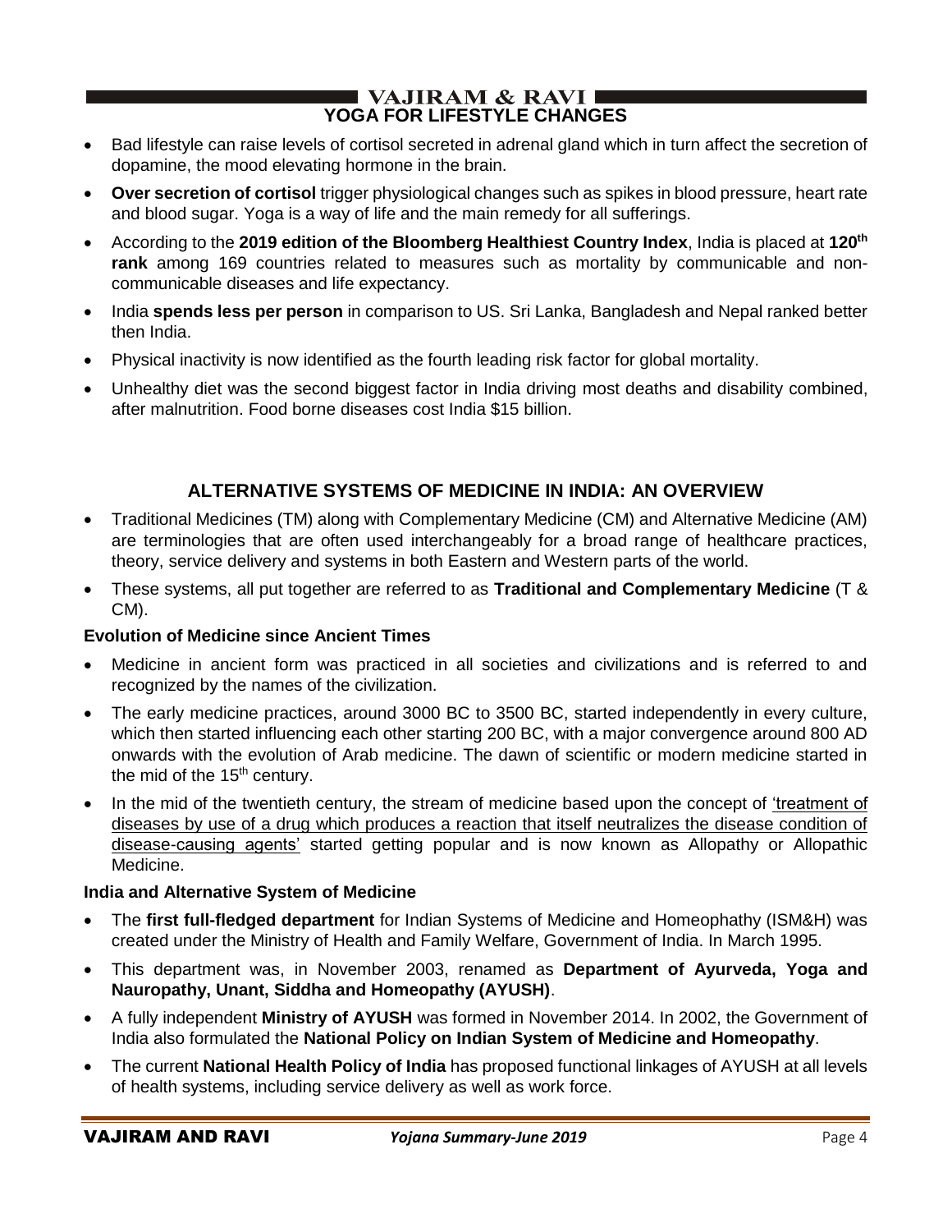## YOGA FOR LIFESTYLE CHANGES

- Bad lifestyle can raise levels of cortisol secreted in adrenal gland which in turn affect the secretion of dopamine, the mood elevating hormone in the brain.
- **Over secretion of cortisol** trigger physiological changes such as spikes in blood pressure, heart rate and blood sugar. Yoga is a way of life and the main remedy for all sufferings.
- According to the **2019 edition of the Bloomberg Healthiest Country Index**, India is placed at **120th rank** among 169 countries related to measures such as mortality by communicable and non-communicable diseases and life expectancy.
- India **spends less per person** in comparison to US. Sri Lanka, Bangladesh and Nepal ranked better then India.
- Physical inactivity is now identified as the fourth leading risk factor for global mortality.
- Unhealthy diet was the second biggest factor in India driving most deaths and disability combined, after malnutrition. Food borne diseases cost India $15 billion.

## ALTERNATIVE SYSTEMS OF MEDICINE IN INDIA: AN OVERVIEW

- Traditional Medicines (TM) along with Complementary Medicine (CM) and Alternative Medicine (AM) are terminologies that are often used interchangeably for a broad range of healthcare practices, theory, service delivery and systems in both Eastern and Western parts of the world.
- These systems, all put together are referred to as **Traditional and Complementary Medicine** (T & CM).

### Evolution of Medicine since Ancient Times

- Medicine in ancient form was practiced in all societies and civilizations and is referred to and recognized by the names of the civilization.
- The early medicine practices, around 3000 BC to 3500 BC, started independently in every culture, which then started influencing each other starting 200 BC, with a major convergence around 800 AD onwards with the evolution of Arab medicine. The dawn of scientific or modern medicine started in the mid of the 15th century.
- In the mid of the twentieth century, the stream of medicine based upon the concept of 'treatment of diseases by use of a drug which produces a reaction that itself neutralizes the disease condition of disease-causing agents' started getting popular and is now known as Allopathy or Allopathic Medicine.

### India and Alternative System of Medicine

- The **first full-fledged department** for Indian Systems of Medicine and Homeophathy (ISM&H) was created under the Ministry of Health and Family Welfare, Government of India. In March 1995.
- This department was, in November 2003, renamed as **Department of Ayurveda, Yoga and Nauropathy, Unant, Siddha and Homeopathy (AYUSH)**.
- A fully independent **Ministry of AYUSH** was formed in November 2014. In 2002, the Government of India also formulated the **National Policy on Indian System of Medicine and Homeopathy**.
- The current **National Health Policy of India** has proposed functional linkages of AYUSH at all levels of health systems, including service delivery as well as work force.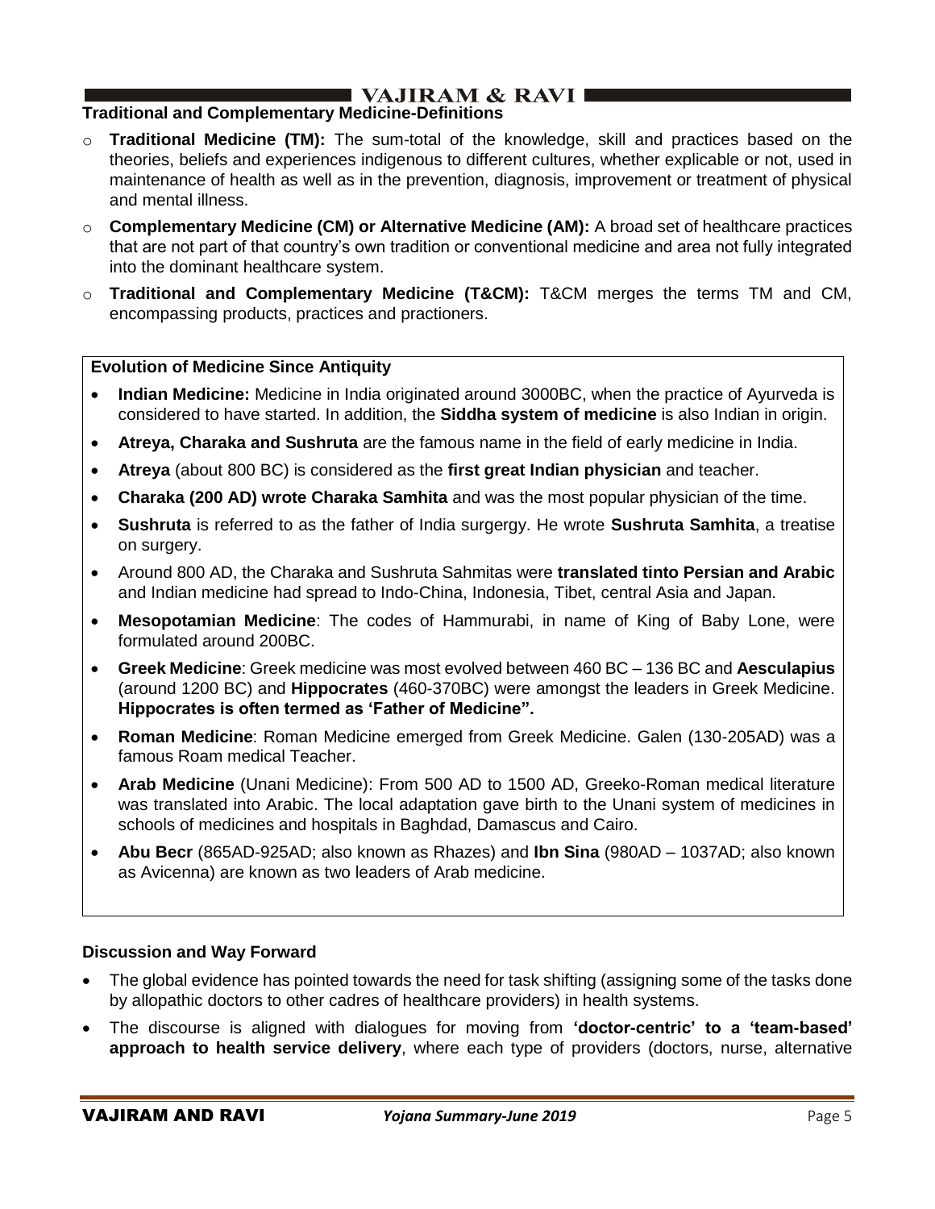### Traditional and Complementary Medicine-Definitions

- **Traditional Medicine (TM):** The sum-total of the knowledge, skill and practices based on the theories, beliefs and experiences indigenous to different cultures, whether explicable or not, used in maintenance of health as well as in the prevention, diagnosis, improvement or treatment of physical and mental illness.
- **Complementary Medicine (CM) or Alternative Medicine (AM):** A broad set of healthcare practices that are not part of that country's own tradition or conventional medicine and area not fully integrated into the dominant healthcare system.
- **Traditional and Complementary Medicine (T&CM):** T&CM merges the terms TM and CM, encompassing products, practices and practioners.

#### Evolution of Medicine Since Antiquity

- **Indian Medicine:** Medicine in India originated around 3000BC, when the practice of Ayurveda is considered to have started. In addition, the **Siddha system of medicine** is also Indian in origin.
- **Atreya, Charaka and Sushruta** are the famous name in the field of early medicine in India.
- **Atreya** (about 800 BC) is considered as the **first great Indian physician** and teacher.
- **Charaka (200 AD) wrote Charaka Samhita** and was the most popular physician of the time.
- **Sushruta** is referred to as the father of India surgergy. He wrote **Sushruta Samhita**, a treatise on surgery.
- Around 800 AD, the Charaka and Sushruta Sahmitas were **translated tinto Persian and Arabic** and Indian medicine had spread to Indo-China, Indonesia, Tibet, central Asia and Japan.
- **Mesopotamian Medicine**: The codes of Hammurabi, in name of King of Baby Lone, were formulated around 200BC.
- **Greek Medicine**: Greek medicine was most evolved between 460 BC – 136 BC and **Aesculapius** (around 1200 BC) and **Hippocrates** (460-370BC) were amongst the leaders in Greek Medicine. **Hippocrates is often termed as 'Father of Medicine".**
- **Roman Medicine**: Roman Medicine emerged from Greek Medicine. Galen (130-205AD) was a famous Roam medical Teacher.
- **Arab Medicine** (Unani Medicine): From 500 AD to 1500 AD, Greeko-Roman medical literature was translated into Arabic. The local adaptation gave birth to the Unani system of medicines in schools of medicines and hospitals in Baghdad, Damascus and Cairo.
- **Abu Becr** (865AD-925AD; also known as Rhazes) and **Ibn Sina** (980AD – 1037AD; also known as Avicenna) are known as two leaders of Arab medicine.

### Discussion and Way Forward

- The global evidence has pointed towards the need for task shifting (assigning some of the tasks done by allopathic doctors to other cadres of healthcare providers) in health systems.
- The discourse is aligned with dialogues for moving from **'doctor-centric' to a 'team-based' approach to health service delivery**, where each type of providers (doctors, nurse, alternative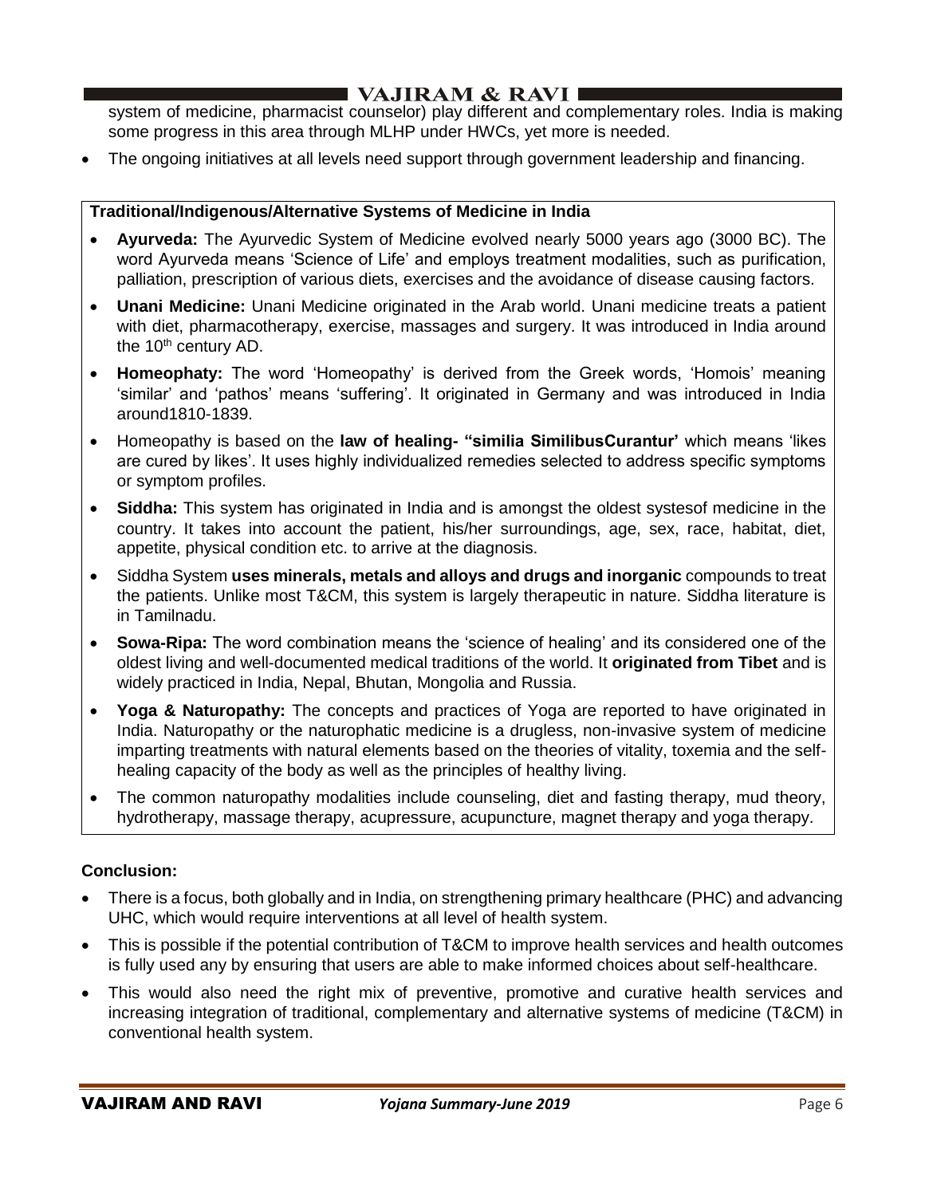system of medicine, pharmacist counselor) play different and complementary roles. India is making some progress in this area through MLHP under HWCs, yet more is needed.

- The ongoing initiatives at all levels need support through government leadership and financing.

**Traditional/Indigenous/Alternative Systems of Medicine in India**

- **Ayurveda:** The Ayurvedic System of Medicine evolved nearly 5000 years ago (3000 BC). The word Ayurveda means 'Science of Life' and employs treatment modalities, such as purification, palliation, prescription of various diets, exercises and the avoidance of disease causing factors.
- **Unani Medicine:** Unani Medicine originated in the Arab world. Unani medicine treats a patient with diet, pharmacotherapy, exercise, massages and surgery. It was introduced in India around the 10th century AD.
- **Homeophaty:** The word 'Homeopathy' is derived from the Greek words, 'Homois' meaning 'similar' and 'pathos' means 'suffering'. It originated in Germany and was introduced in India around1810-1839.
- Homeopathy is based on the **law of healing- "similia SimilibusCurantur'** which means 'likes are cured by likes'. It uses highly individualized remedies selected to address specific symptoms or symptom profiles.
- **Siddha:** This system has originated in India and is amongst the oldest systesof medicine in the country. It takes into account the patient, his/her surroundings, age, sex, race, habitat, diet, appetite, physical condition etc. to arrive at the diagnosis.
- Siddha System **uses minerals, metals and alloys and drugs and inorganic** compounds to treat the patients. Unlike most T&CM, this system is largely therapeutic in nature. Siddha literature is in Tamilnadu.
- **Sowa-Ripa:** The word combination means the 'science of healing' and its considered one of the oldest living and well-documented medical traditions of the world. It **originated from Tibet** and is widely practiced in India, Nepal, Bhutan, Mongolia and Russia.
- **Yoga & Naturopathy:** The concepts and practices of Yoga are reported to have originated in India. Naturopathy or the naturophatic medicine is a drugless, non-invasive system of medicine imparting treatments with natural elements based on the theories of vitality, toxemia and the self-healing capacity of the body as well as the principles of healthy living.
- The common naturopathy modalities include counseling, diet and fasting therapy, mud theory, hydrotherapy, massage therapy, acupressure, acupuncture, magnet therapy and yoga therapy.

**Conclusion:**

- There is a focus, both globally and in India, on strengthening primary healthcare (PHC) and advancing UHC, which would require interventions at all level of health system.
- This is possible if the potential contribution of T&CM to improve health services and health outcomes is fully used any by ensuring that users are able to make informed choices about self-healthcare.
- This would also need the right mix of preventive, promotive and curative health services and increasing integration of traditional, complementary and alternative systems of medicine (T&CM) in conventional health system.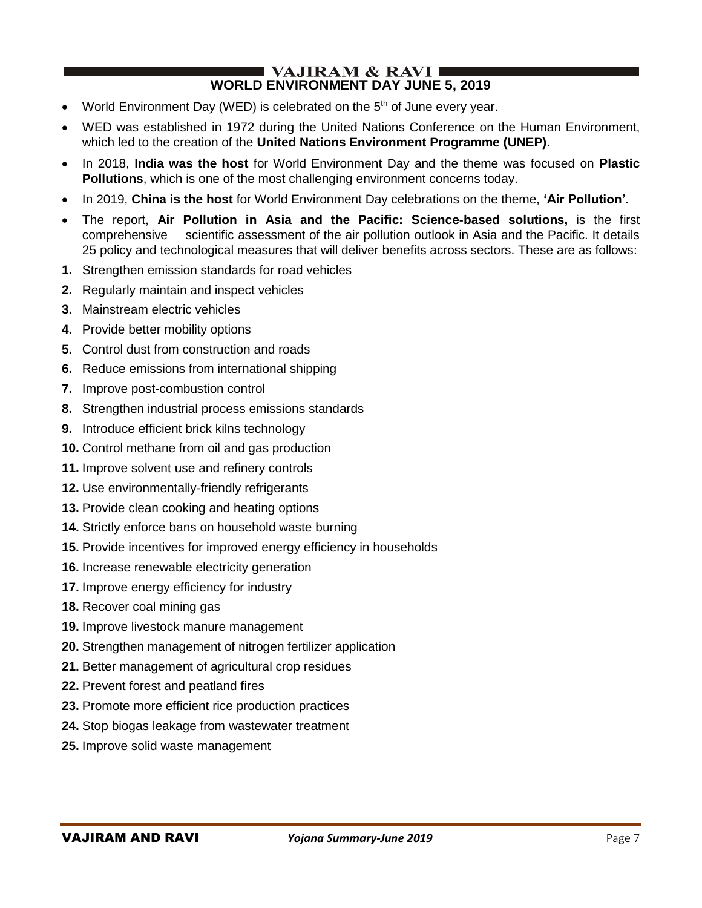## WORLD ENVIRONMENT DAY JUNE 5, 2019

- World Environment Day (WED) is celebrated on the 5th of June every year.
- WED was established in 1972 during the United Nations Conference on the Human Environment, which led to the creation of the **United Nations Environment Programme (UNEP).**
- In 2018, **India was the host** for World Environment Day and the theme was focused on **Plastic Pollutions**, which is one of the most challenging environment concerns today.
- In 2019, **China is the host** for World Environment Day celebrations on the theme, **'Air Pollution'.**
- The report, **Air Pollution in Asia and the Pacific: Science-based solutions,** is the first comprehensive scientific assessment of the air pollution outlook in Asia and the Pacific. It details 25 policy and technological measures that will deliver benefits across sectors. These are as follows:

1. Strengthen emission standards for road vehicles
2. Regularly maintain and inspect vehicles
3. Mainstream electric vehicles
4. Provide better mobility options
5. Control dust from construction and roads
6. Reduce emissions from international shipping
7. Improve post-combustion control
8. Strengthen industrial process emissions standards
9. Introduce efficient brick kilns technology
10. Control methane from oil and gas production
11. Improve solvent use and refinery controls
12. Use environmentally-friendly refrigerants
13. Provide clean cooking and heating options
14. Strictly enforce bans on household waste burning
15. Provide incentives for improved energy efficiency in households
16. Increase renewable electricity generation
17. Improve energy efficiency for industry
18. Recover coal mining gas
19. Improve livestock manure management
20. Strengthen management of nitrogen fertilizer application
21. Better management of agricultural crop residues
22. Prevent forest and peatland fires
23. Promote more efficient rice production practices
24. Stop biogas leakage from wastewater treatment
25. Improve solid waste management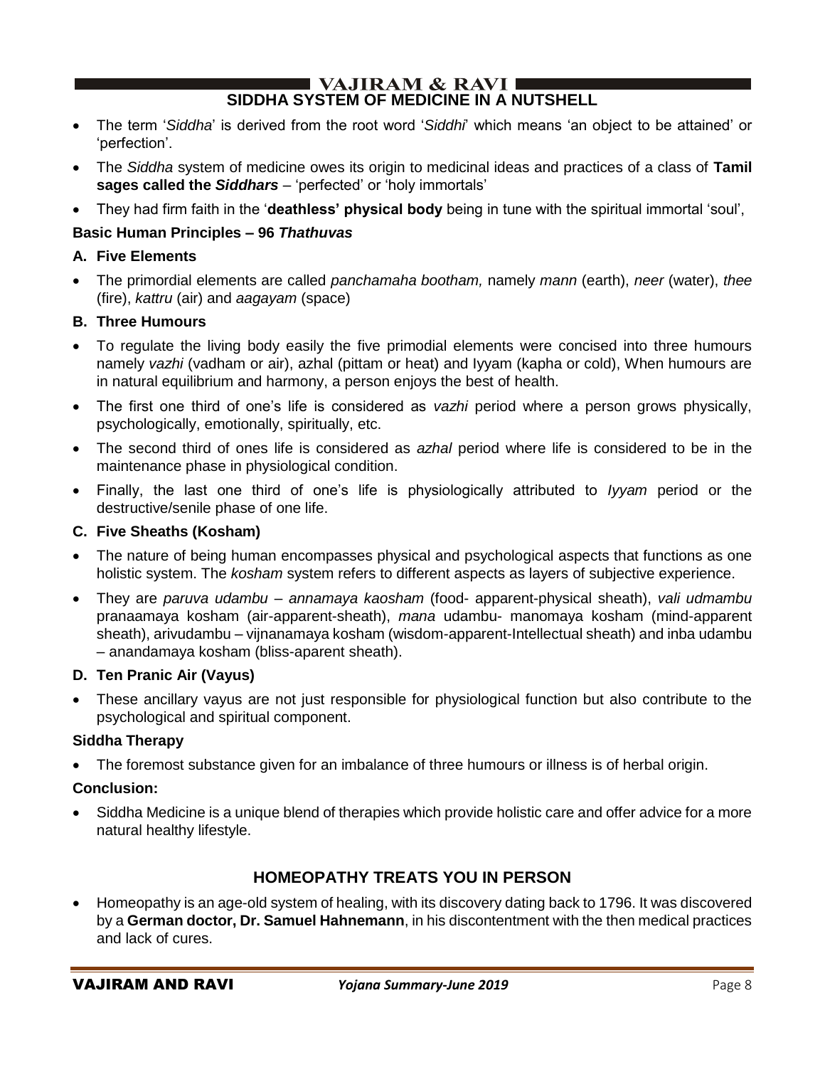## SIDDHA SYSTEM OF MEDICINE IN A NUTSHELL

- The term '*Siddha*' is derived from the root word '*Siddhi*' which means 'an object to be attained' or 'perfection'.
- The *Siddha* system of medicine owes its origin to medicinal ideas and practices of a class of **Tamil sages called the *Siddhars*** – 'perfected' or 'holy immortals'
- They had firm faith in the '**deathless' physical body** being in tune with the spiritual immortal 'soul',

**Basic Human Principles – 96 *Thathuvas***

**A. Five Elements**

- The primordial elements are called *panchamaha bootham,* namely *mann* (earth), *neer* (water), *thee* (fire), *kattru* (air) and *aagayam* (space)

**B. Three Humours**

- To regulate the living body easily the five primodial elements were concised into three humours namely *vazhi* (vadham or air), azhal (pittam or heat) and Iyyam (kapha or cold), When humours are in natural equilibrium and harmony, a person enjoys the best of health.
- The first one third of one's life is considered as *vazhi* period where a person grows physically, psychologically, emotionally, spiritually, etc.
- The second third of ones life is considered as *azhal* period where life is considered to be in the maintenance phase in physiological condition.
- Finally, the last one third of one's life is physiologically attributed to *Iyyam* period or the destructive/senile phase of one life.

**C. Five Sheaths (Kosham)**

- The nature of being human encompasses physical and psychological aspects that functions as one holistic system. The *kosham* system refers to different aspects as layers of subjective experience.
- They are *paruva udambu – annamaya kaosham* (food- apparent-physical sheath), *vali udmambu* pranaamaya kosham (air-apparent-sheath), *mana* udambu- manomaya kosham (mind-apparent sheath), arivudambu – vijnanamaya kosham (wisdom-apparent-Intellectual sheath) and inba udambu – anandamaya kosham (bliss-aparent sheath).

**D. Ten Pranic Air (Vayus)**

- These ancillary vayus are not just responsible for physiological function but also contribute to the psychological and spiritual component.

**Siddha Therapy**

- The foremost substance given for an imbalance of three humours or illness is of herbal origin.

**Conclusion:**

- Siddha Medicine is a unique blend of therapies which provide holistic care and offer advice for a more natural healthy lifestyle.

## HOMEOPATHY TREATS YOU IN PERSON

- Homeopathy is an age-old system of healing, with its discovery dating back to 1796. It was discovered by a **German doctor, Dr. Samuel Hahnemann**, in his discontentment with the then medical practices and lack of cures.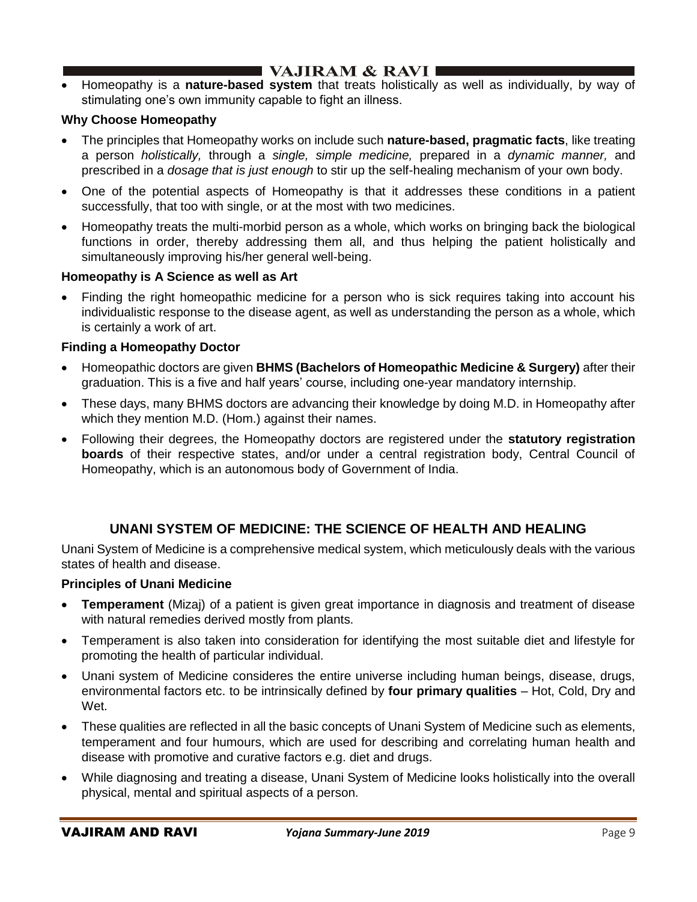- Homeopathy is a **nature-based system** that treats holistically as well as individually, by way of stimulating one's own immunity capable to fight an illness.

**Why Choose Homeopathy**

- The principles that Homeopathy works on include such **nature-based, pragmatic facts**, like treating a person *holistically,* through a *single, simple medicine,* prepared in a *dynamic manner,* and prescribed in a *dosage that is just enough* to stir up the self-healing mechanism of your own body.
- One of the potential aspects of Homeopathy is that it addresses these conditions in a patient successfully, that too with single, or at the most with two medicines.
- Homeopathy treats the multi-morbid person as a whole, which works on bringing back the biological functions in order, thereby addressing them all, and thus helping the patient holistically and simultaneously improving his/her general well-being.

**Homeopathy is A Science as well as Art**

- Finding the right homeopathic medicine for a person who is sick requires taking into account his individualistic response to the disease agent, as well as understanding the person as a whole, which is certainly a work of art.

**Finding a Homeopathy Doctor**

- Homeopathic doctors are given **BHMS (Bachelors of Homeopathic Medicine & Surgery)** after their graduation. This is a five and half years' course, including one-year mandatory internship.
- These days, many BHMS doctors are advancing their knowledge by doing M.D. in Homeopathy after which they mention M.D. (Hom.) against their names.
- Following their degrees, the Homeopathy doctors are registered under the **statutory registration boards** of their respective states, and/or under a central registration body, Central Council of Homeopathy, which is an autonomous body of Government of India.

## UNANI SYSTEM OF MEDICINE: THE SCIENCE OF HEALTH AND HEALING

Unani System of Medicine is a comprehensive medical system, which meticulously deals with the various states of health and disease.

**Principles of Unani Medicine**

- **Temperament** (Mizaj) of a patient is given great importance in diagnosis and treatment of disease with natural remedies derived mostly from plants.
- Temperament is also taken into consideration for identifying the most suitable diet and lifestyle for promoting the health of particular individual.
- Unani system of Medicine consideres the entire universe including human beings, disease, drugs, environmental factors etc. to be intrinsically defined by **four primary qualities** – Hot, Cold, Dry and Wet.
- These qualities are reflected in all the basic concepts of Unani System of Medicine such as elements, temperament and four humours, which are used for describing and correlating human health and disease with promotive and curative factors e.g. diet and drugs.
- While diagnosing and treating a disease, Unani System of Medicine looks holistically into the overall physical, mental and spiritual aspects of a person.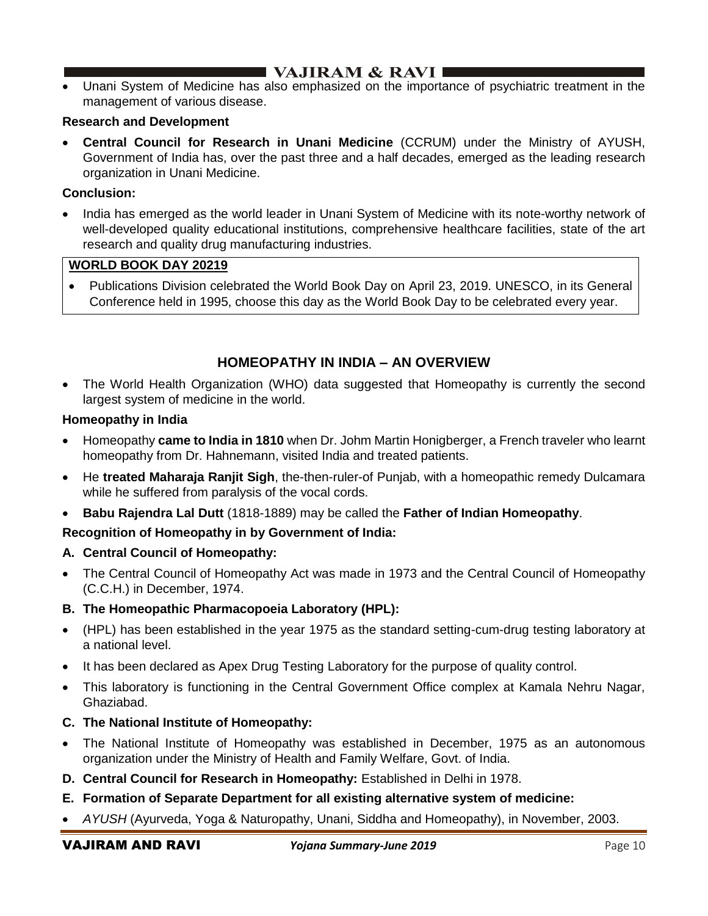- Unani System of Medicine has also emphasized on the importance of psychiatric treatment in the management of various disease.

**Research and Development**

- **Central Council for Research in Unani Medicine** (CCRUM) under the Ministry of AYUSH, Government of India has, over the past three and a half decades, emerged as the leading research organization in Unani Medicine.

**Conclusion:**

- India has emerged as the world leader in Unani System of Medicine with its note-worthy network of well-developed quality educational institutions, comprehensive healthcare facilities, state of the art research and quality drug manufacturing industries.

**WORLD BOOK DAY 20219**

- Publications Division celebrated the World Book Day on April 23, 2019. UNESCO, in its General Conference held in 1995, choose this day as the World Book Day to be celebrated every year.

## HOMEOPATHY IN INDIA – AN OVERVIEW

- The World Health Organization (WHO) data suggested that Homeopathy is currently the second largest system of medicine in the world.

**Homeopathy in India**

- Homeopathy **came to India in 1810** when Dr. Johm Martin Honigberger, a French traveler who learnt homeopathy from Dr. Hahnemann, visited India and treated patients.
- He **treated Maharaja Ranjit Sigh**, the-then-ruler-of Punjab, with a homeopathic remedy Dulcamara while he suffered from paralysis of the vocal cords.
- **Babu Rajendra Lal Dutt** (1818-1889) may be called the **Father of Indian Homeopathy**.

**Recognition of Homeopathy in by Government of India:**

**A. Central Council of Homeopathy:**

- The Central Council of Homeopathy Act was made in 1973 and the Central Council of Homeopathy (C.C.H.) in December, 1974.

**B. The Homeopathic Pharmacopoeia Laboratory (HPL):**

- (HPL) has been established in the year 1975 as the standard setting-cum-drug testing laboratory at a national level.
- It has been declared as Apex Drug Testing Laboratory for the purpose of quality control.
- This laboratory is functioning in the Central Government Office complex at Kamala Nehru Nagar, Ghaziabad.

**C. The National Institute of Homeopathy:**

- The National Institute of Homeopathy was established in December, 1975 as an autonomous organization under the Ministry of Health and Family Welfare, Govt. of India.

**D. Central Council for Research in Homeopathy:** Established in Delhi in 1978.

**E. Formation of Separate Department for all existing alternative system of medicine:**

- *AYUSH* (Ayurveda, Yoga & Naturopathy, Unani, Siddha and Homeopathy), in November, 2003.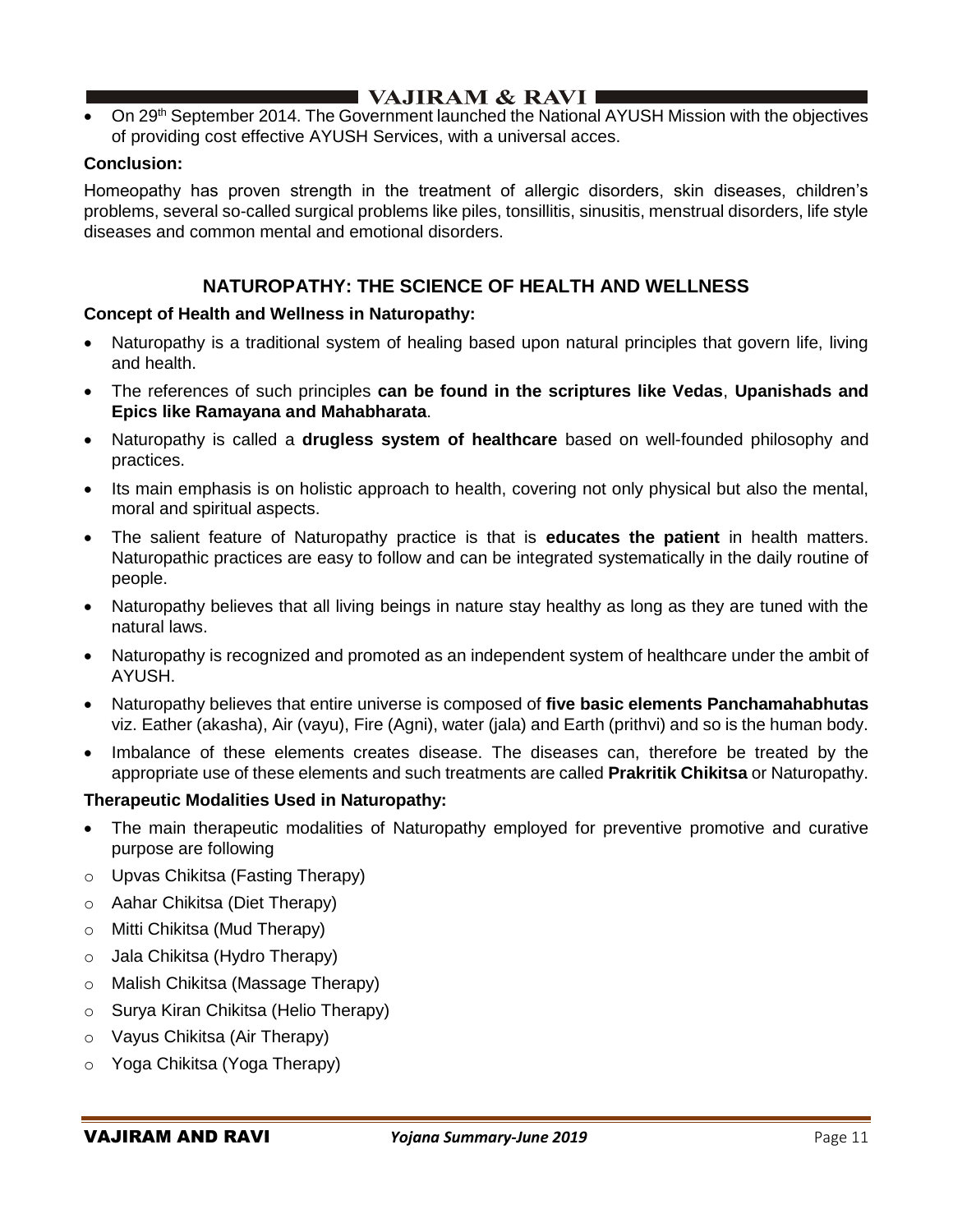- On 29th September 2014. The Government launched the National AYUSH Mission with the objectives of providing cost effective AYUSH Services, with a universal acces.

**Conclusion:**

Homeopathy has proven strength in the treatment of allergic disorders, skin diseases, children's problems, several so-called surgical problems like piles, tonsillitis, sinusitis, menstrual disorders, life style diseases and common mental and emotional disorders.

## NATUROPATHY: THE SCIENCE OF HEALTH AND WELLNESS

**Concept of Health and Wellness in Naturopathy:**

- Naturopathy is a traditional system of healing based upon natural principles that govern life, living and health.
- The references of such principles **can be found in the scriptures like Vedas**, **Upanishads and Epics like Ramayana and Mahabharata**.
- Naturopathy is called a **drugless system of healthcare** based on well-founded philosophy and practices.
- Its main emphasis is on holistic approach to health, covering not only physical but also the mental, moral and spiritual aspects.
- The salient feature of Naturopathy practice is that is **educates the patient** in health matters. Naturopathic practices are easy to follow and can be integrated systematically in the daily routine of people.
- Naturopathy believes that all living beings in nature stay healthy as long as they are tuned with the natural laws.
- Naturopathy is recognized and promoted as an independent system of healthcare under the ambit of AYUSH.
- Naturopathy believes that entire universe is composed of **five basic elements Panchamahabhutas** viz. Eather (akasha), Air (vayu), Fire (Agni), water (jala) and Earth (prithvi) and so is the human body.
- Imbalance of these elements creates disease. The diseases can, therefore be treated by the appropriate use of these elements and such treatments are called **Prakritik Chikitsa** or Naturopathy.

**Therapeutic Modalities Used in Naturopathy:**

- The main therapeutic modalities of Naturopathy employed for preventive promotive and curative purpose are following
  - Upvas Chikitsa (Fasting Therapy)
  - Aahar Chikitsa (Diet Therapy)
  - Mitti Chikitsa (Mud Therapy)
  - Jala Chikitsa (Hydro Therapy)
  - Malish Chikitsa (Massage Therapy)
  - Surya Kiran Chikitsa (Helio Therapy)
  - Vayus Chikitsa (Air Therapy)
  - Yoga Chikitsa (Yoga Therapy)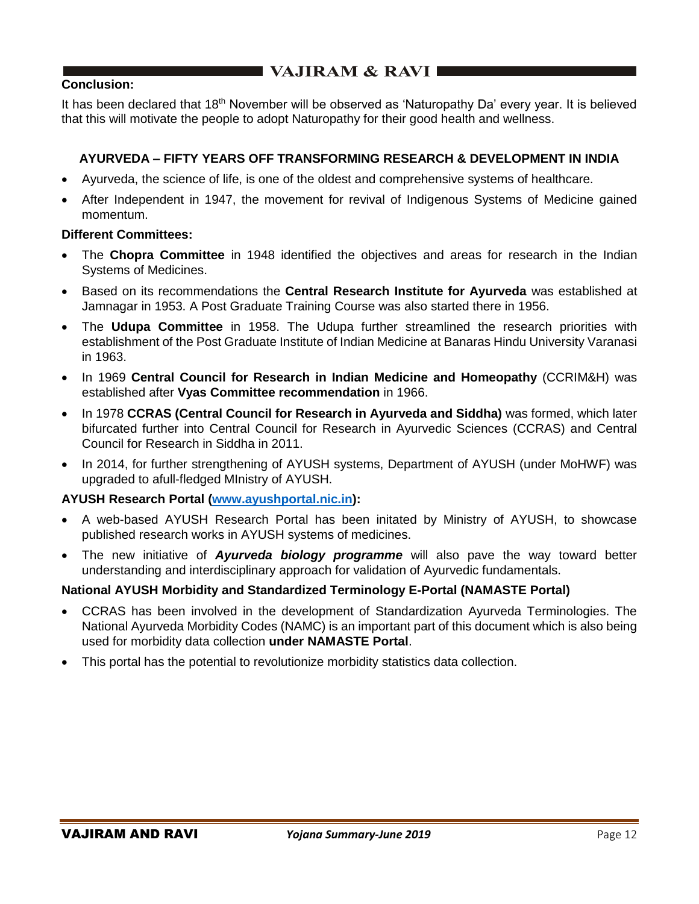**Conclusion:**

It has been declared that 18th November will be observed as 'Naturopathy Da' every year. It is believed that this will motivate the people to adopt Naturopathy for their good health and wellness.

## AYURVEDA – FIFTY YEARS OFF TRANSFORMING RESEARCH & DEVELOPMENT IN INDIA

- Ayurveda, the science of life, is one of the oldest and comprehensive systems of healthcare.
- After Independent in 1947, the movement for revival of Indigenous Systems of Medicine gained momentum.

**Different Committees:**

- The **Chopra Committee** in 1948 identified the objectives and areas for research in the Indian Systems of Medicines.
- Based on its recommendations the **Central Research Institute for Ayurveda** was established at Jamnagar in 1953. A Post Graduate Training Course was also started there in 1956.
- The **Udupa Committee** in 1958. The Udupa further streamlined the research priorities with establishment of the Post Graduate Institute of Indian Medicine at Banaras Hindu University Varanasi in 1963.
- In 1969 **Central Council for Research in Indian Medicine and Homeopathy** (CCRIM&H) was established after **Vyas Committee recommendation** in 1966.
- In 1978 **CCRAS (Central Council for Research in Ayurveda and Siddha)** was formed, which later bifurcated further into Central Council for Research in Ayurvedic Sciences (CCRAS) and Central Council for Research in Siddha in 2011.
- In 2014, for further strengthening of AYUSH systems, Department of AYUSH (under MoHWF) was upgraded to afull-fledged MInistry of AYUSH.

**AYUSH Research Portal (www.ayushportal.nic.in):**

- A web-based AYUSH Research Portal has been initated by Ministry of AYUSH, to showcase published research works in AYUSH systems of medicines.
- The new initiative of ***Ayurveda biology programme*** will also pave the way toward better understanding and interdisciplinary approach for validation of Ayurvedic fundamentals.

**National AYUSH Morbidity and Standardized Terminology E-Portal (NAMASTE Portal)**

- CCRAS has been involved in the development of Standardization Ayurveda Terminologies. The National Ayurveda Morbidity Codes (NAMC) is an important part of this document which is also being used for morbidity data collection **under NAMASTE Portal**.
- This portal has the potential to revolutionize morbidity statistics data collection.